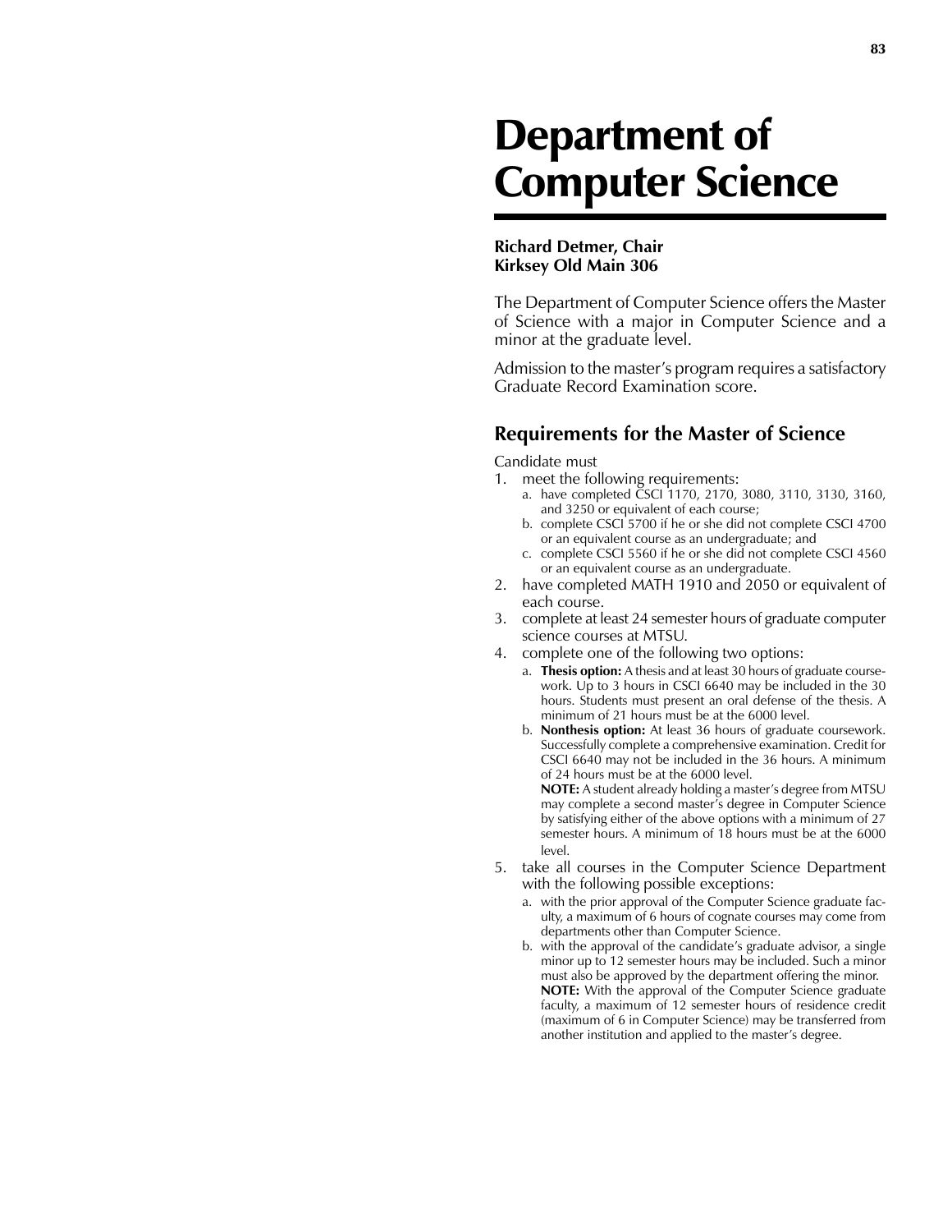# Department of Computer Science

**Richard Detmer, Chair**
**Kirksey Old Main 306**

The Department of Computer Science offers the Master of Science with a major in Computer Science and a minor at the graduate level.

Admission to the master's program requires a satisfactory Graduate Record Examination score.

## Requirements for the Master of Science

Candidate must

1. meet the following requirements:
   a. have completed CSCI 1170, 2170, 3080, 3110, 3130, 3160, and 3250 or equivalent of each course;
   b. complete CSCI 5700 if he or she did not complete CSCI 4700 or an equivalent course as an undergraduate; and
   c. complete CSCI 5560 if he or she did not complete CSCI 4560 or an equivalent course as an undergraduate.
2. have completed MATH 1910 and 2050 or equivalent of each course.
3. complete at least 24 semester hours of graduate computer science courses at MTSU.
4. complete one of the following two options:
   a. **Thesis option:** A thesis and at least 30 hours of graduate coursework. Up to 3 hours in CSCI 6640 may be included in the 30 hours. Students must present an oral defense of the thesis. A minimum of 21 hours must be at the 6000 level.
   b. **Nonthesis option:** At least 36 hours of graduate coursework. Successfully complete a comprehensive examination. Credit for CSCI 6640 may not be included in the 36 hours. A minimum of 24 hours must be at the 6000 level.
   **NOTE:** A student already holding a master's degree from MTSU may complete a second master's degree in Computer Science by satisfying either of the above options with a minimum of 27 semester hours. A minimum of 18 hours must be at the 6000 level.
5. take all courses in the Computer Science Department with the following possible exceptions:
   a. with the prior approval of the Computer Science graduate faculty, a maximum of 6 hours of cognate courses may come from departments other than Computer Science.
   b. with the approval of the candidate's graduate advisor, a single minor up to 12 semester hours may be included. Such a minor must also be approved by the department offering the minor.
   **NOTE:** With the approval of the Computer Science graduate faculty, a maximum of 12 semester hours of residence credit (maximum of 6 in Computer Science) may be transferred from another institution and applied to the master's degree.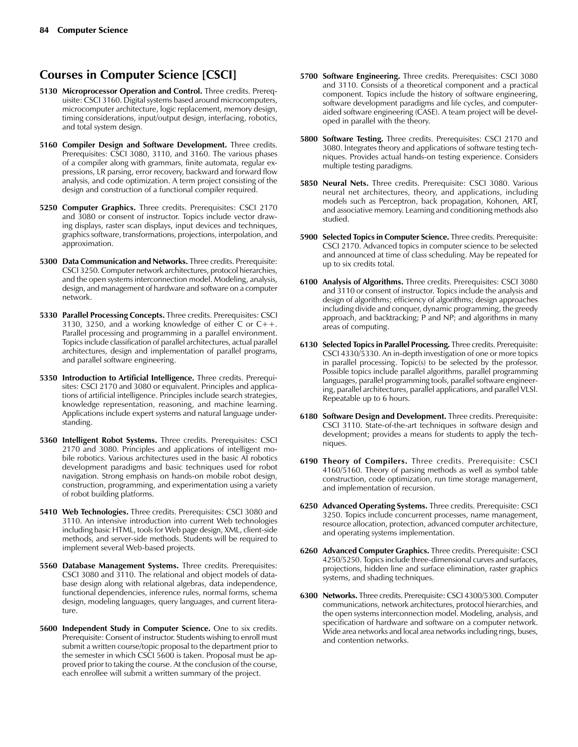## Courses in Computer Science [CSCI]

**5130 Microprocessor Operation and Control.** Three credits. Prerequisite: CSCI 3160. Digital systems based around microcomputers, microcomputer architecture, logic replacement, memory design, timing considerations, input/output design, interfacing, robotics, and total system design.

**5160 Compiler Design and Software Development.** Three credits. Prerequisites: CSCI 3080, 3110, and 3160. The various phases of a compiler along with grammars, finite automata, regular expressions, LR parsing, error recovery, backward and forward flow analysis, and code optimization. A term project consisting of the design and construction of a functional compiler required.

**5250 Computer Graphics.** Three credits. Prerequisites: CSCI 2170 and 3080 or consent of instructor. Topics include vector drawing displays, raster scan displays, input devices and techniques, graphics software, transformations, projections, interpolation, and approximation.

**5300 Data Communication and Networks.** Three credits. Prerequisite: CSCI 3250. Computer network architectures, protocol hierarchies, and the open systems interconnection model. Modeling, analysis, design, and management of hardware and software on a computer network.

**5330 Parallel Processing Concepts.** Three credits. Prerequisites: CSCI 3130, 3250, and a working knowledge of either C or C++. Parallel processing and programming in a parallel environment. Topics include classification of parallel architectures, actual parallel architectures, design and implementation of parallel programs, and parallel software engineering.

**5350 Introduction to Artificial Intelligence.** Three credits. Prerequisites: CSCI 2170 and 3080 or equivalent. Principles and applications of artificial intelligence. Principles include search strategies, knowledge representation, reasoning, and machine learning. Applications include expert systems and natural language understanding.

**5360 Intelligent Robot Systems.** Three credits. Prerequisites: CSCI 2170 and 3080. Principles and applications of intelligent mobile robotics. Various architectures used in the basic AI robotics development paradigms and basic techniques used for robot navigation. Strong emphasis on hands-on mobile robot design, construction, programming, and experimentation using a variety of robot building platforms.

**5410 Web Technologies.** Three credits. Prerequisites: CSCI 3080 and 3110. An intensive introduction into current Web technologies including basic HTML, tools for Web page design, XML, client-side methods, and server-side methods. Students will be required to implement several Web-based projects.

**5560 Database Management Systems.** Three credits. Prerequisites: CSCI 3080 and 3110. The relational and object models of database design along with relational algebras, data independence, functional dependencies, inference rules, normal forms, schema design, modeling languages, query languages, and current literature.

**5600 Independent Study in Computer Science.** One to six credits. Prerequisite: Consent of instructor. Students wishing to enroll must submit a written course/topic proposal to the department prior to the semester in which CSCI 5600 is taken. Proposal must be approved prior to taking the course. At the conclusion of the course, each enrollee will submit a written summary of the project.

**5700 Software Engineering.** Three credits. Prerequisites: CSCI 3080 and 3110. Consists of a theoretical component and a practical component. Topics include the history of software engineering, software development paradigms and life cycles, and computer-aided software engineering (CASE). A team project will be developed in parallel with the theory.

**5800 Software Testing.** Three credits. Prerequisites: CSCI 2170 and 3080. Integrates theory and applications of software testing techniques. Provides actual hands-on testing experience. Considers multiple testing paradigms.

**5850 Neural Nets.** Three credits. Prerequisite: CSCI 3080. Various neural net architectures, theory, and applications, including models such as Perceptron, back propagation, Kohonen, ART, and associative memory. Learning and conditioning methods also studied.

**5900 Selected Topics in Computer Science.** Three credits. Prerequisite: CSCI 2170. Advanced topics in computer science to be selected and announced at time of class scheduling. May be repeated for up to six credits total.

**6100 Analysis of Algorithms.** Three credits. Prerequisites: CSCI 3080 and 3110 or consent of instructor. Topics include the analysis and design of algorithms; efficiency of algorithms; design approaches including divide and conquer, dynamic programming, the greedy approach, and backtracking; P and NP; and algorithms in many areas of computing.

**6130 Selected Topics in Parallel Processing.** Three credits. Prerequisite: CSCI 4330/5330. An in-depth investigation of one or more topics in parallel processing. Topic(s) to be selected by the professor. Possible topics include parallel algorithms, parallel programming languages, parallel programming tools, parallel software engineering, parallel architectures, parallel applications, and parallel VLSI. Repeatable up to 6 hours.

**6180 Software Design and Development.** Three credits. Prerequisite: CSCI 3110. State-of-the-art techniques in software design and development; provides a means for students to apply the techniques.

**6190 Theory of Compilers.** Three credits. Prerequisite: CSCI 4160/5160. Theory of parsing methods as well as symbol table construction, code optimization, run time storage management, and implementation of recursion.

**6250 Advanced Operating Systems.** Three credits. Prerequisite: CSCI 3250. Topics include concurrent processes, name management, resource allocation, protection, advanced computer architecture, and operating systems implementation.

**6260 Advanced Computer Graphics.** Three credits. Prerequisite: CSCI 4250/5250. Topics include three-dimensional curves and surfaces, projections, hidden line and surface elimination, raster graphics systems, and shading techniques.

**6300 Networks.** Three credits. Prerequisite: CSCI 4300/5300. Computer communications, network architectures, protocol hierarchies, and the open systems interconnection model. Modeling, analysis, and specification of hardware and software on a computer network. Wide area networks and local area networks including rings, buses, and contention networks.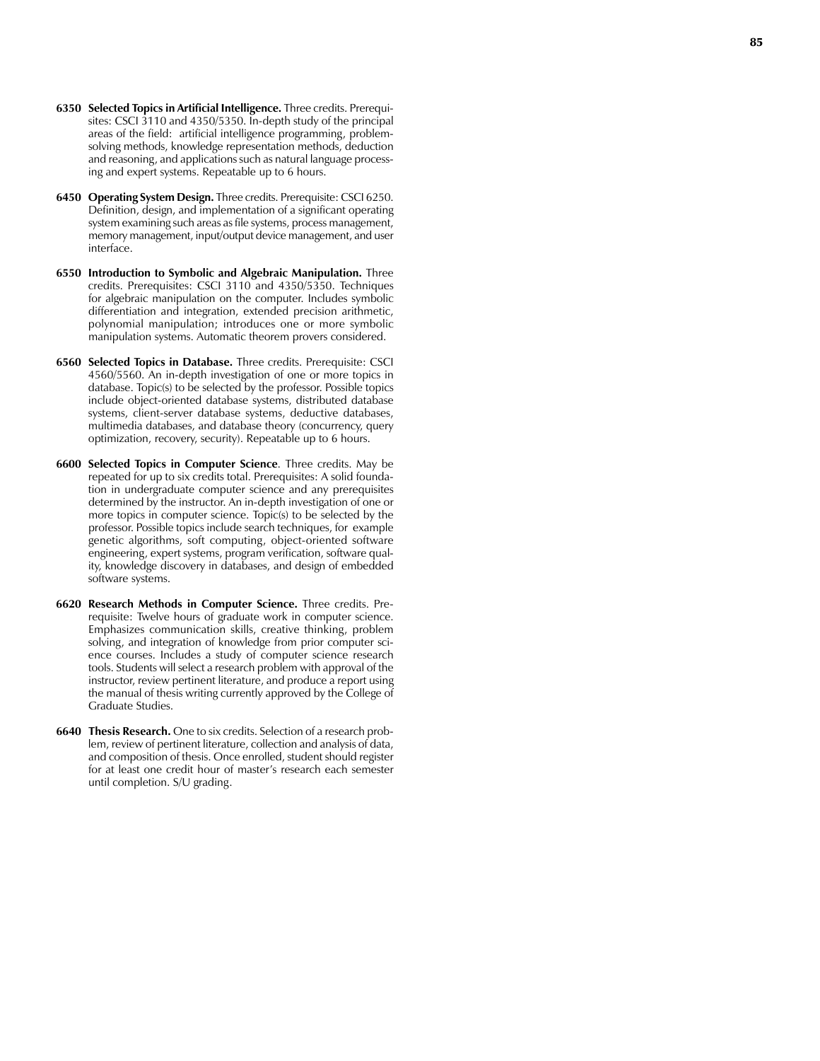**6350 Selected Topics in Artificial Intelligence.** Three credits. Prerequisites: CSCI 3110 and 4350/5350. In-depth study of the principal areas of the field: artificial intelligence programming, problem-solving methods, knowledge representation methods, deduction and reasoning, and applications such as natural language processing and expert systems. Repeatable up to 6 hours.

**6450 Operating System Design.** Three credits. Prerequisite: CSCI 6250. Definition, design, and implementation of a significant operating system examining such areas as file systems, process management, memory management, input/output device management, and user interface.

**6550 Introduction to Symbolic and Algebraic Manipulation.** Three credits. Prerequisites: CSCI 3110 and 4350/5350. Techniques for algebraic manipulation on the computer. Includes symbolic differentiation and integration, extended precision arithmetic, polynomial manipulation; introduces one or more symbolic manipulation systems. Automatic theorem provers considered.

**6560 Selected Topics in Database.** Three credits. Prerequisite: CSCI 4560/5560. An in-depth investigation of one or more topics in database. Topic(s) to be selected by the professor. Possible topics include object-oriented database systems, distributed database systems, client-server database systems, deductive databases, multimedia databases, and database theory (concurrency, query optimization, recovery, security). Repeatable up to 6 hours.

**6600 Selected Topics in Computer Science**. Three credits. May be repeated for up to six credits total. Prerequisites: A solid foundation in undergraduate computer science and any prerequisites determined by the instructor. An in-depth investigation of one or more topics in computer science. Topic(s) to be selected by the professor. Possible topics include search techniques, for example genetic algorithms, soft computing, object-oriented software engineering, expert systems, program verification, software quality, knowledge discovery in databases, and design of embedded software systems.

**6620 Research Methods in Computer Science.** Three credits. Prerequisite: Twelve hours of graduate work in computer science. Emphasizes communication skills, creative thinking, problem solving, and integration of knowledge from prior computer science courses. Includes a study of computer science research tools. Students will select a research problem with approval of the instructor, review pertinent literature, and produce a report using the manual of thesis writing currently approved by the College of Graduate Studies.

**6640 Thesis Research.** One to six credits. Selection of a research problem, review of pertinent literature, collection and analysis of data, and composition of thesis. Once enrolled, student should register for at least one credit hour of master's research each semester until completion. S/U grading.